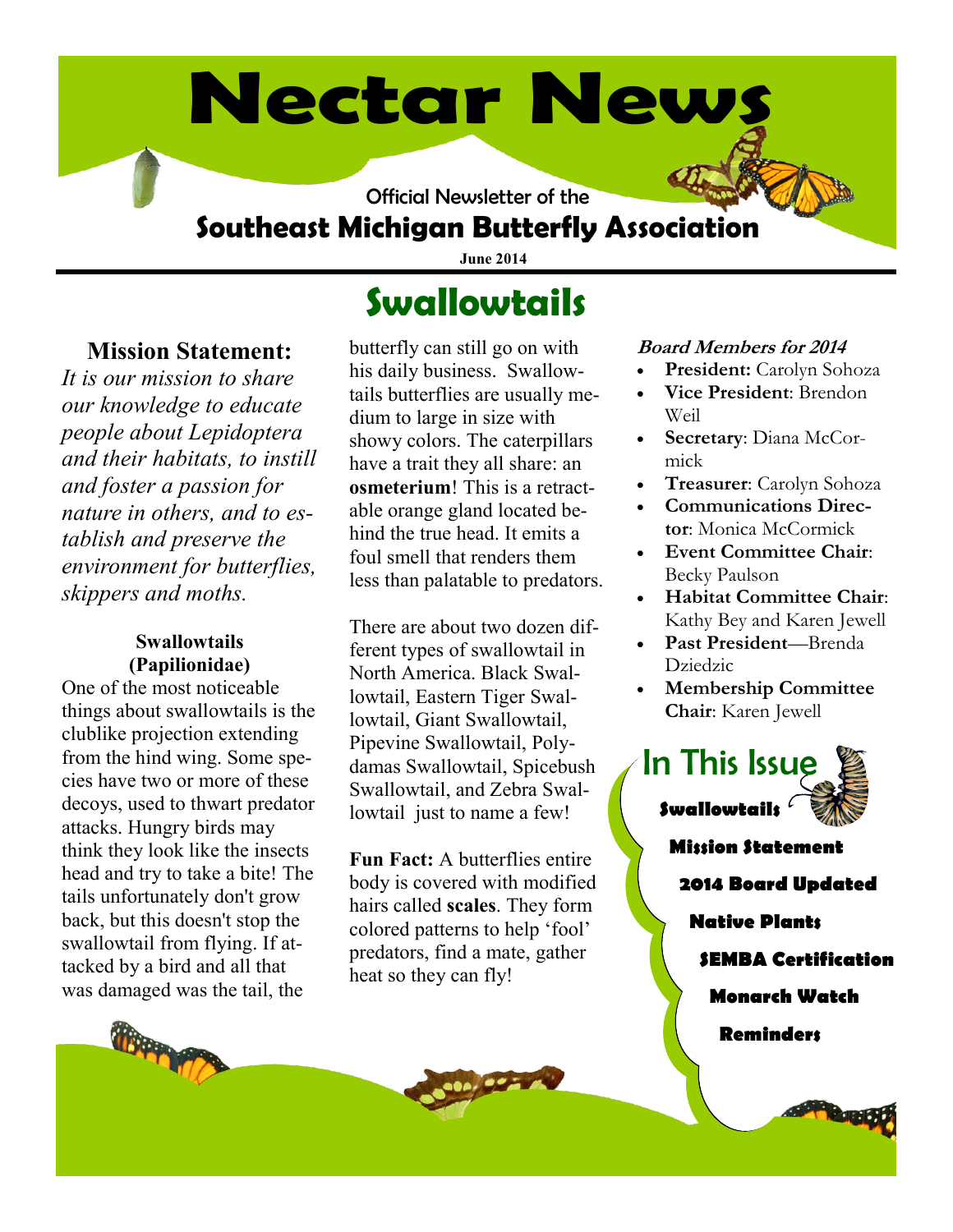# Nectar News

Official Newsletter of the

## Southeast Michigan Butterfly Association

**June 2014**

# Swallowtails

### Mission Statement:

*It is our mission to share our knowledge to educate people about Lepidoptera and their habitats, to instill and foster a passion for nature in others, and to establish and preserve the environment for butterflies, skippers and moths.*

### Swallowtails (Papilionidae)

One of the most noticeable things about swallowtails is the clublike projection extending from the hind wing. Some species have two or more of these decoys, used to thwart predator attacks. Hungry birds may think they look like the insects head and try to take a bite! The tails unfortunately don't grow back, but this doesn't stop the swallowtail from flying. If attacked by a bird and all that was damaged was the tail, the butterfly can still go on with his daily business. Swallowtails butterflies are usually medium to large in size with showy colors. The caterpillars have a trait they all share: an **osmeterium**! This is a retractable orange gland located behind the true head. It emits a foul smell that renders them less than palatable to predators.

There are about two dozen different types of swallowtail in North America. Black Swallowtail, Eastern Tiger Swallowtail, Giant Swallowtail, Pipevine Swallowtail, Polydamas Swallowtail, Spicebush Swallowtail, and Zebra Swallowtail just to name a few!

**Fun Fact:** A butterflies entire body is covered with modified hairs called **scales**. They form colored patterns to help 'fool' predators, find a mate, gather heat so they can fly!

***Board Members for 2014***

- **President:** Carolyn Sohoza
- **Vice President**: Brendon Weil
- **Secretary**: Diana McCormick
- **Treasurer**: Carolyn Sohoza
- **Communications Director**: Monica McCormick
- **Event Committee Chair**: Becky Paulson
- **Habitat Committee Chair**: Kathy Bey and Karen Jewell
- **Past President**—Brenda Dziedzic
- **Membership Committee Chair**: Karen Jewell

## In This Issue

**Swallowtails**

**Mission Statement**

**2014 Board Updated**

**Native Plants**

**SEMBA Certification**

**Monarch Watch**

**Reminders**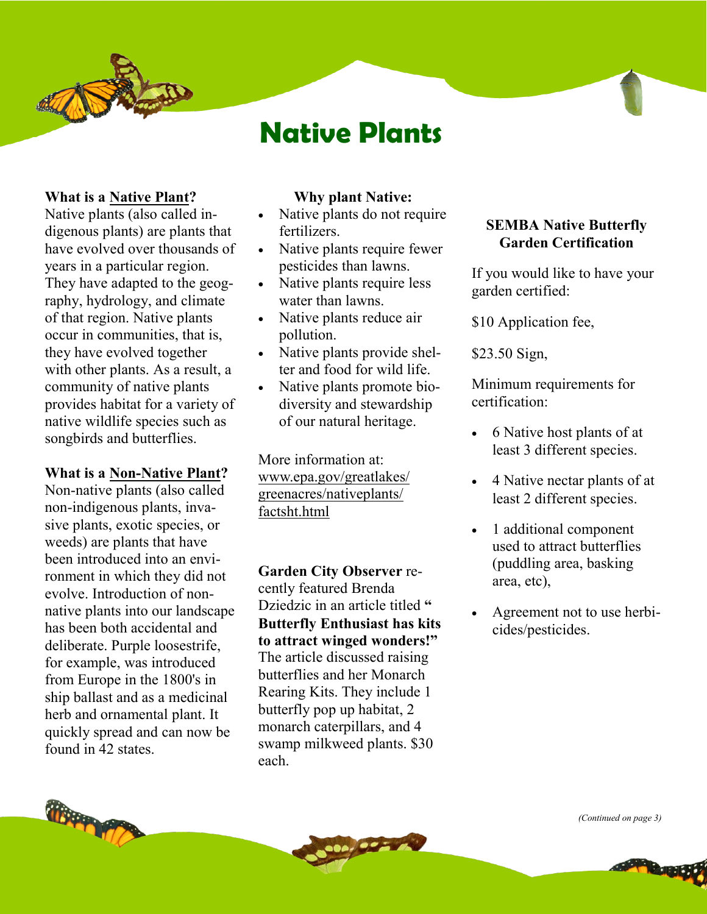# Native Plants

**What is a <u>Native Plant</u>?**
Native plants (also called indigenous plants) are plants that have evolved over thousands of years in a particular region. They have adapted to the geography, hydrology, and climate of that region. Native plants occur in communities, that is, they have evolved together with other plants. As a result, a community of native plants provides habitat for a variety of native wildlife species such as songbirds and butterflies.

**What is a <u>Non-Native Plant</u>?**
Non-native plants (also called non-indigenous plants, invasive plants, exotic species, or weeds) are plants that have been introduced into an environment in which they did not evolve. Introduction of non-native plants into our landscape has been both accidental and deliberate. Purple loosestrife, for example, was introduced from Europe in the 1800's in ship ballast and as a medicinal herb and ornamental plant. It quickly spread and can now be found in 42 states.

**Why plant Native:**

- Native plants do not require fertilizers.
- Native plants require fewer pesticides than lawns.
- Native plants require less water than lawns.
- Native plants reduce air pollution.
- Native plants provide shelter and food for wild life.
- Native plants promote biodiversity and stewardship of our natural heritage.

More information at: www.epa.gov/greatlakes/greenacres/nativeplants/factsht.html

**Garden City Observer** recently featured Brenda Dziedzic in an article titled **"Butterfly Enthusiast has kits to attract winged wonders!"** The article discussed raising butterflies and her Monarch Rearing Kits. They include 1 butterfly pop up habitat, 2 monarch caterpillars, and 4 swamp milkweed plants. $30 each.

**SEMBA Native Butterfly Garden Certification**

If you would like to have your garden certified:

$10 Application fee,

$23.50 Sign,

Minimum requirements for certification:

- 6 Native host plants of at least 3 different species.
- 4 Native nectar plants of at least 2 different species.
- 1 additional component used to attract butterflies (puddling area, basking area, etc),
- Agreement not to use herbicides/pesticides.

*(Continued on page 3)*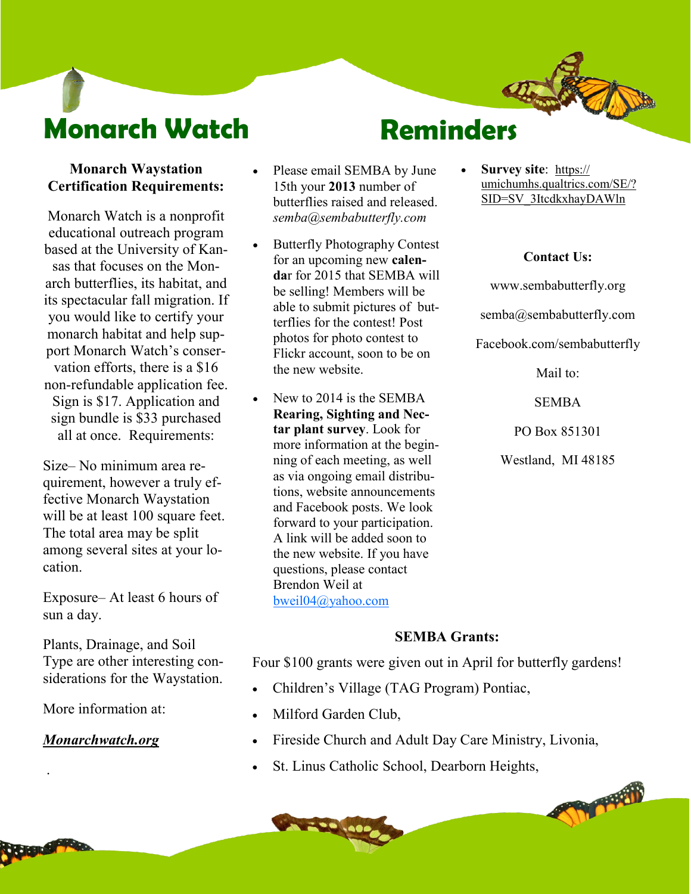# Monarch Watch

**Monarch Waystation Certification Requirements:**

Monarch Watch is a nonprofit educational outreach program based at the University of Kansas that focuses on the Monarch butterflies, its habitat, and its spectacular fall migration. If you would like to certify your monarch habitat and help support Monarch Watch's conservation efforts, there is a $16 non-refundable application fee. Sign is $17. Application and sign bundle is $33 purchased all at once. Requirements:

Size– No minimum area requirement, however a truly effective Monarch Waystation will be at least 100 square feet. The total area may be split among several sites at your location.

Exposure– At least 6 hours of sun a day.

Plants, Drainage, and Soil Type are other interesting considerations for the Waystation.

More information at:

***Monarchwatch.org***

# Reminders

- Please email SEMBA by June 15th your **2013** number of butterflies raised and released. *semba@sembabutterfly.com*
- Butterfly Photography Contest for an upcoming new **calendar** for 2015 that SEMBA will be selling! Members will be able to submit pictures of butterflies for the contest! Post photos for photo contest to Flickr account, soon to be on the new website.
- New to 2014 is the SEMBA **Rearing, Sighting and Nectar plant survey**. Look for more information at the beginning of each meeting, as well as via ongoing email distributions, website announcements and Facebook posts. We look forward to your participation. A link will be added soon to the new website. If you have questions, please contact Brendon Weil at bweil04@yahoo.com
- **Survey site**: https://umichumhs.qualtrics.com/SE/?SID=SV_3ItcdkxhayDAWln

**Contact Us:**

www.sembabutterfly.org

semba@sembabutterfly.com

Facebook.com/sembabutterfly

Mail to:

SEMBA

PO Box 851301

Westland, MI 48185

**SEMBA Grants:**

Four $100 grants were given out in April for butterfly gardens!

- Children's Village (TAG Program) Pontiac,
- Milford Garden Club,
- Fireside Church and Adult Day Care Ministry, Livonia,
- St. Linus Catholic School, Dearborn Heights,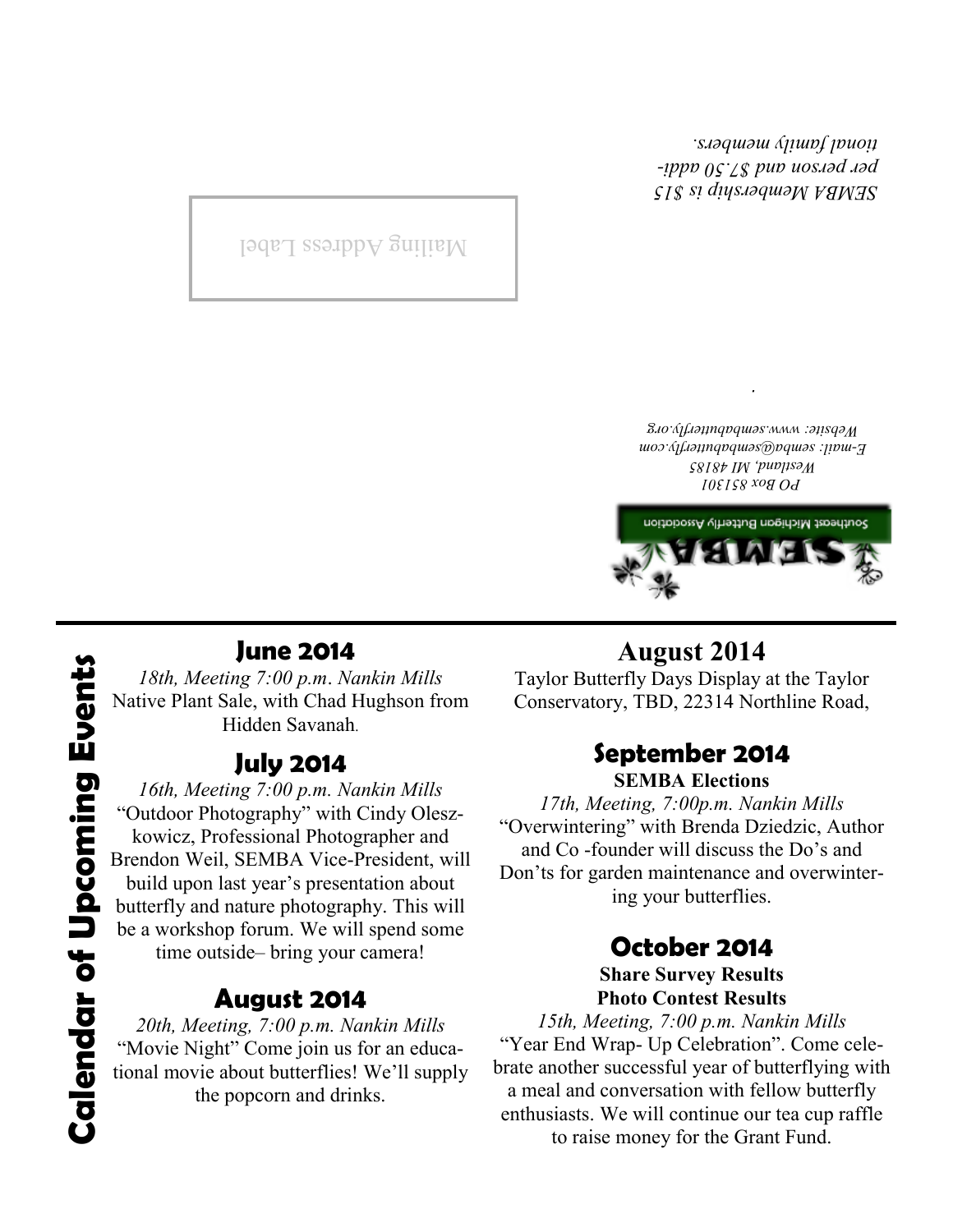SEMBA Membership is $15 per person and $7.50 additional family members.

Mailing Address Label

Southeast Michigan Butterfly Association

PO Box 851301
Westland, MI 48185
E-mail: semba@sembabutterfly.com
Website: www.sembabutterfly.org

# Calendar of Upcoming Events

## June 2014

*18th, Meeting 7:00 p.m. Nankin Mills*
Native Plant Sale, with Chad Hughson from Hidden Savanah.

## July 2014

*16th, Meeting 7:00 p.m. Nankin Mills*
"Outdoor Photography" with Cindy Oleszkowicz, Professional Photographer and Brendon Weil, SEMBA Vice-President, will build upon last year's presentation about butterfly and nature photography. This will be a workshop forum. We will spend some time outside– bring your camera!

## August 2014

*20th, Meeting, 7:00 p.m. Nankin Mills*
"Movie Night" Come join us for an educational movie about butterflies! We'll supply the popcorn and drinks.

## August 2014

Taylor Butterfly Days Display at the Taylor Conservatory, TBD, 22314 Northline Road,

## September 2014

**SEMBA Elections**

*17th, Meeting, 7:00p.m. Nankin Mills*
"Overwintering" with Brenda Dziedzic, Author and Co -founder will discuss the Do's and Don'ts for garden maintenance and overwintering your butterflies.

## October 2014

**Share Survey Results**
**Photo Contest Results**

*15th, Meeting, 7:00 p.m. Nankin Mills*
"Year End Wrap- Up Celebration". Come celebrate another successful year of butterflying with a meal and conversation with fellow butterfly enthusiasts. We will continue our tea cup raffle to raise money for the Grant Fund.